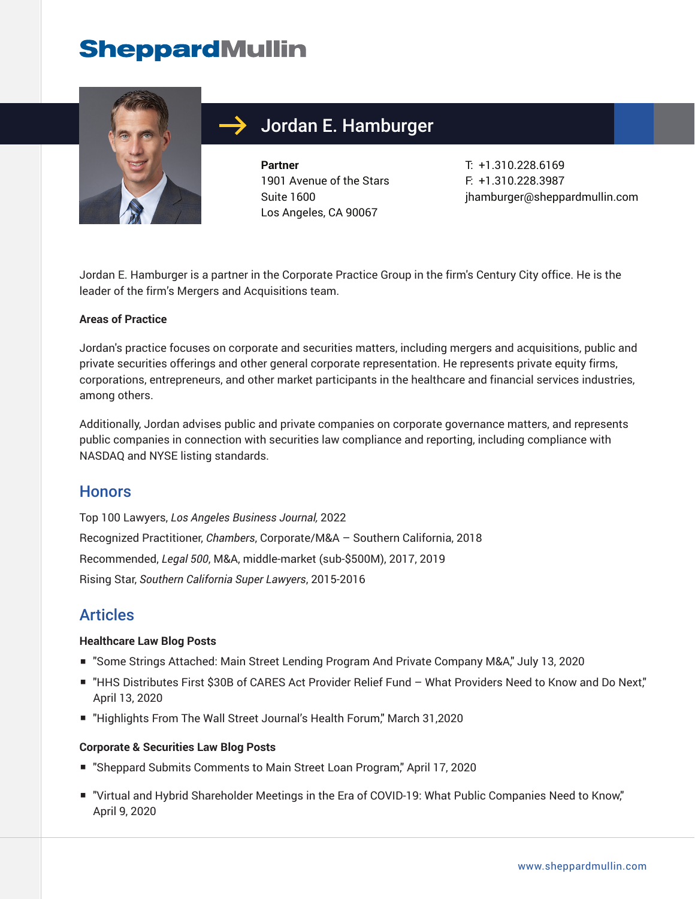# SheppardMullin

## Jordan E. Hamburger

**Partner**
1901 Avenue of the Stars
Suite 1600
Los Angeles, CA 90067

T: +1.310.228.6169
F: +1.310.228.3987
jhamburger@sheppardmullin.com

Jordan E. Hamburger is a partner in the Corporate Practice Group in the firm's Century City office. He is the leader of the firm's Mergers and Acquisitions team.

**Areas of Practice**

Jordan's practice focuses on corporate and securities matters, including mergers and acquisitions, public and private securities offerings and other general corporate representation. He represents private equity firms, corporations, entrepreneurs, and other market participants in the healthcare and financial services industries, among others.

Additionally, Jordan advises public and private companies on corporate governance matters, and represents public companies in connection with securities law compliance and reporting, including compliance with NASDAQ and NYSE listing standards.

## Honors

Top 100 Lawyers, *Los Angeles Business Journal,* 2022

Recognized Practitioner, *Chambers*, Corporate/M&A – Southern California, 2018

Recommended, *Legal 500*, M&A, middle-market (sub-$500M), 2017, 2019

Rising Star, *Southern California Super Lawyers*, 2015-2016

## Articles

**Healthcare Law Blog Posts**

- "Some Strings Attached: Main Street Lending Program And Private Company M&A," July 13, 2020
- "HHS Distributes First $30B of CARES Act Provider Relief Fund – What Providers Need to Know and Do Next," April 13, 2020
- "Highlights From The Wall Street Journal's Health Forum," March 31,2020

**Corporate & Securities Law Blog Posts**

- "Sheppard Submits Comments to Main Street Loan Program," April 17, 2020
- "Virtual and Hybrid Shareholder Meetings in the Era of COVID-19: What Public Companies Need to Know," April 9, 2020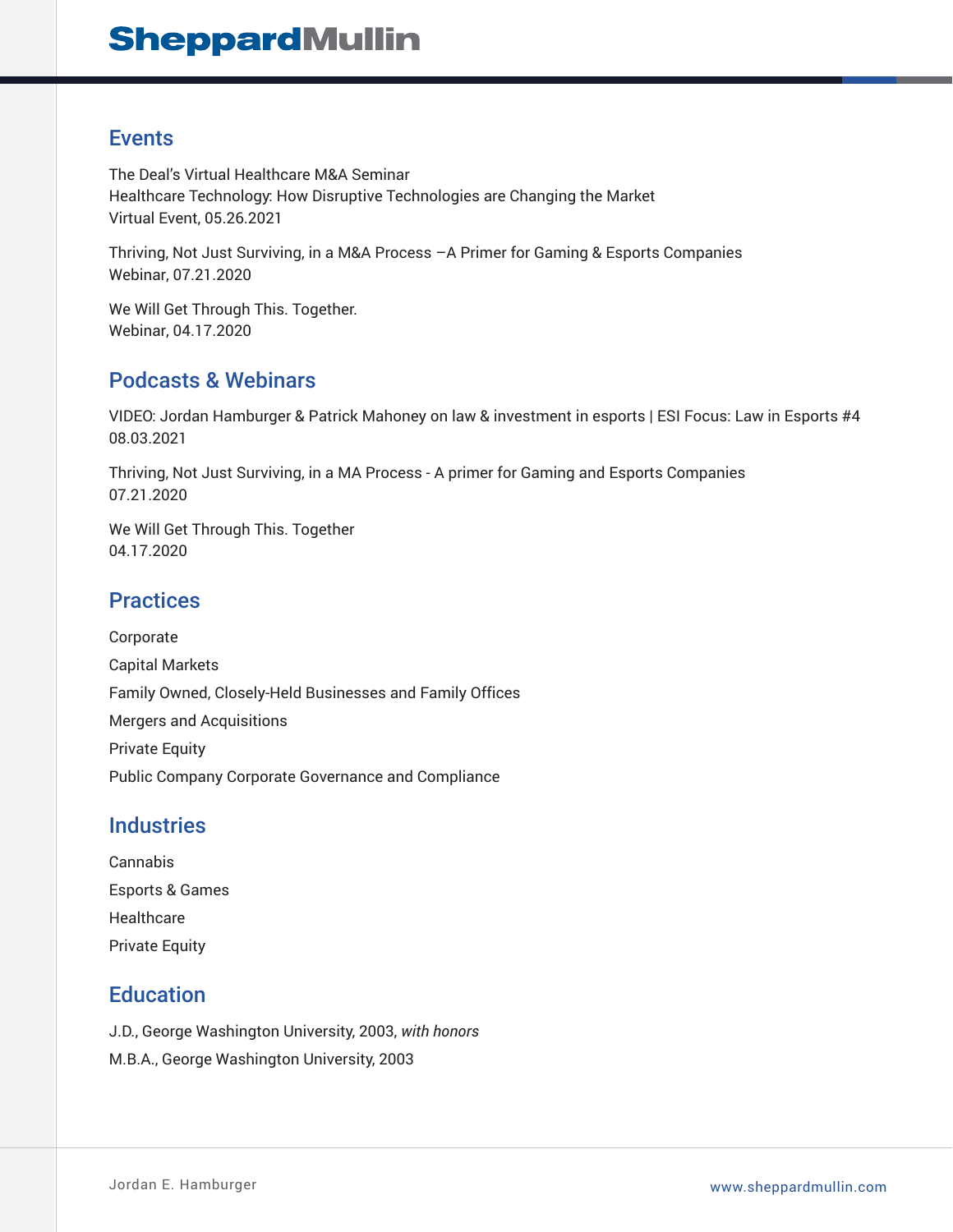## Events

The Deal's Virtual Healthcare M&A Seminar
Healthcare Technology: How Disruptive Technologies are Changing the Market
Virtual Event, 05.26.2021

Thriving, Not Just Surviving, in a M&A Process –A Primer for Gaming & Esports Companies
Webinar, 07.21.2020

We Will Get Through This. Together.
Webinar, 04.17.2020

## Podcasts & Webinars

VIDEO: Jordan Hamburger & Patrick Mahoney on law & investment in esports | ESI Focus: Law in Esports #4
08.03.2021

Thriving, Not Just Surviving, in a MA Process - A primer for Gaming and Esports Companies
07.21.2020

We Will Get Through This. Together
04.17.2020

## Practices

Corporate

Capital Markets

Family Owned, Closely-Held Businesses and Family Offices

Mergers and Acquisitions

Private Equity

Public Company Corporate Governance and Compliance

## Industries

Cannabis

Esports & Games

Healthcare

Private Equity

## Education

J.D., George Washington University, 2003, *with honors*

M.B.A., George Washington University, 2003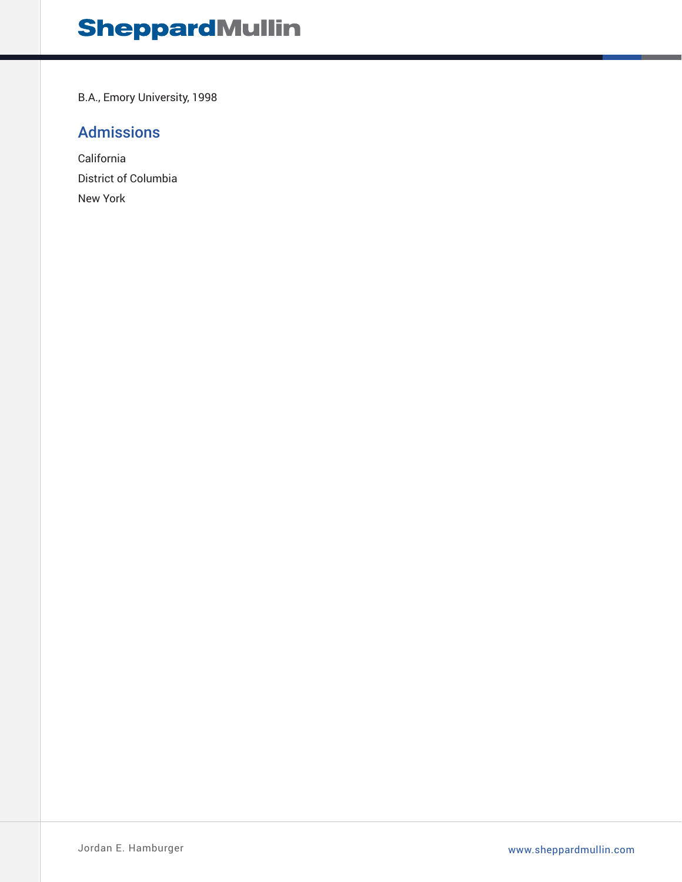B.A., Emory University, 1998

## Admissions

California

District of Columbia

New York